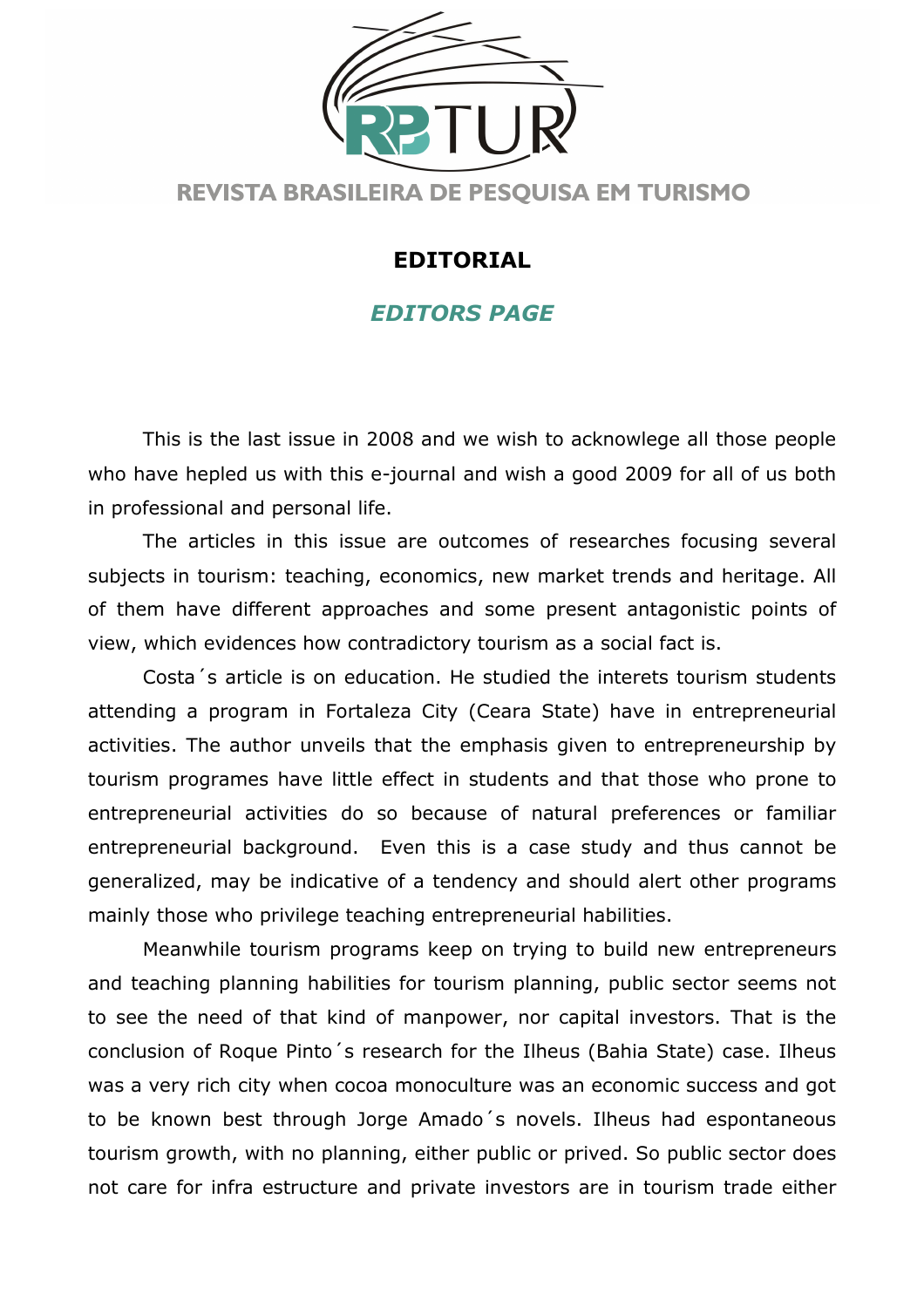REVISTA BRASILEIRA DE PESQUISA EM TURISMO

# EDITORIAL

## *EDITORS PAGE*

This is the last issue in 2008 and we wish to acknowlege all those people who have hepled us with this e-journal and wish a good 2009 for all of us both in professional and personal life.

The articles in this issue are outcomes of researches focusing several subjects in tourism: teaching, economics, new market trends and heritage. All of them have different approaches and some present antagonistic points of view, which evidences how contradictory tourism as a social fact is.

Costa´s article is on education. He studied the interets tourism students attending a program in Fortaleza City (Ceara State) have in entrepreneurial activities. The author unveils that the emphasis given to entrepreneurship by tourism programes have little effect in students and that those who prone to entrepreneurial activities do so because of natural preferences or familiar entrepreneurial background. Even this is a case study and thus cannot be generalized, may be indicative of a tendency and should alert other programs mainly those who privilege teaching entrepreneurial habilities.

Meanwhile tourism programs keep on trying to build new entrepreneurs and teaching planning habilities for tourism planning, public sector seems not to see the need of that kind of manpower, nor capital investors. That is the conclusion of Roque Pinto´s research for the Ilheus (Bahia State) case. Ilheus was a very rich city when cocoa monoculture was an economic success and got to be known best through Jorge Amado´s novels. Ilheus had espontaneous tourism growth, with no planning, either public or prived. So public sector does not care for infra estructure and private investors are in tourism trade either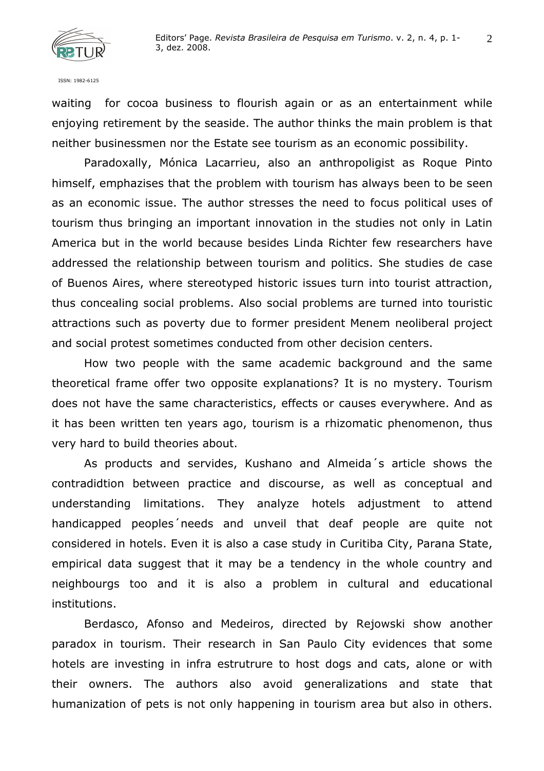waiting for cocoa business to flourish again or as an entertainment while enjoying retirement by the seaside. The author thinks the main problem is that neither businessmen nor the Estate see tourism as an economic possibility.

Paradoxally, Mónica Lacarrieu, also an anthropoligist as Roque Pinto himself, emphasizes that the problem with tourism has always been to be seen as an economic issue. The author stresses the need to focus political uses of tourism thus bringing an important innovation in the studies not only in Latin America but in the world because besides Linda Richter few researchers have addressed the relationship between tourism and politics. She studies de case of Buenos Aires, where stereotyped historic issues turn into tourist attraction, thus concealing social problems. Also social problems are turned into touristic attractions such as poverty due to former president Menem neoliberal project and social protest sometimes conducted from other decision centers.

How two people with the same academic background and the same theoretical frame offer two opposite explanations? It is no mystery. Tourism does not have the same characteristics, effects or causes everywhere. And as it has been written ten years ago, tourism is a rhizomatic phenomenon, thus very hard to build theories about.

As products and servides, Kushano and Almeida´s article shows the contradidtion between practice and discourse, as well as conceptual and understanding limitations. They analyze hotels adjustment to attend handicapped peoples´needs and unveil that deaf people are quite not considered in hotels. Even it is also a case study in Curitiba City, Parana State, empirical data suggest that it may be a tendency in the whole country and neighbourgs too and it is also a problem in cultural and educational institutions.

Berdasco, Afonso and Medeiros, directed by Rejowski show another paradox in tourism. Their research in San Paulo City evidences that some hotels are investing in infra estrutrure to host dogs and cats, alone or with their owners. The authors also avoid generalizations and state that humanization of pets is not only happening in tourism area but also in others.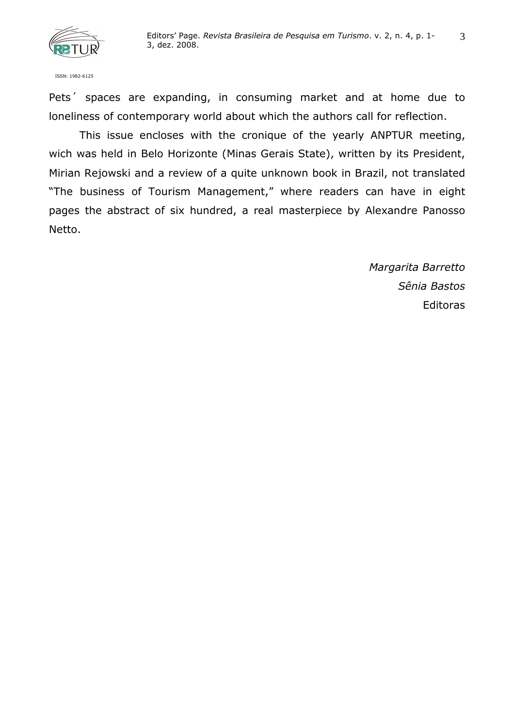Pets´ spaces are expanding, in consuming market and at home due to loneliness of contemporary world about which the authors call for reflection.

This issue encloses with the cronique of the yearly ANPTUR meeting, wich was held in Belo Horizonte (Minas Gerais State), written by its President, Mirian Rejowski and a review of a quite unknown book in Brazil, not translated "The business of Tourism Management," where readers can have in eight pages the abstract of six hundred, a real masterpiece by Alexandre Panosso Netto.

*Margarita Barretto*
*Sênia Bastos*
Editoras